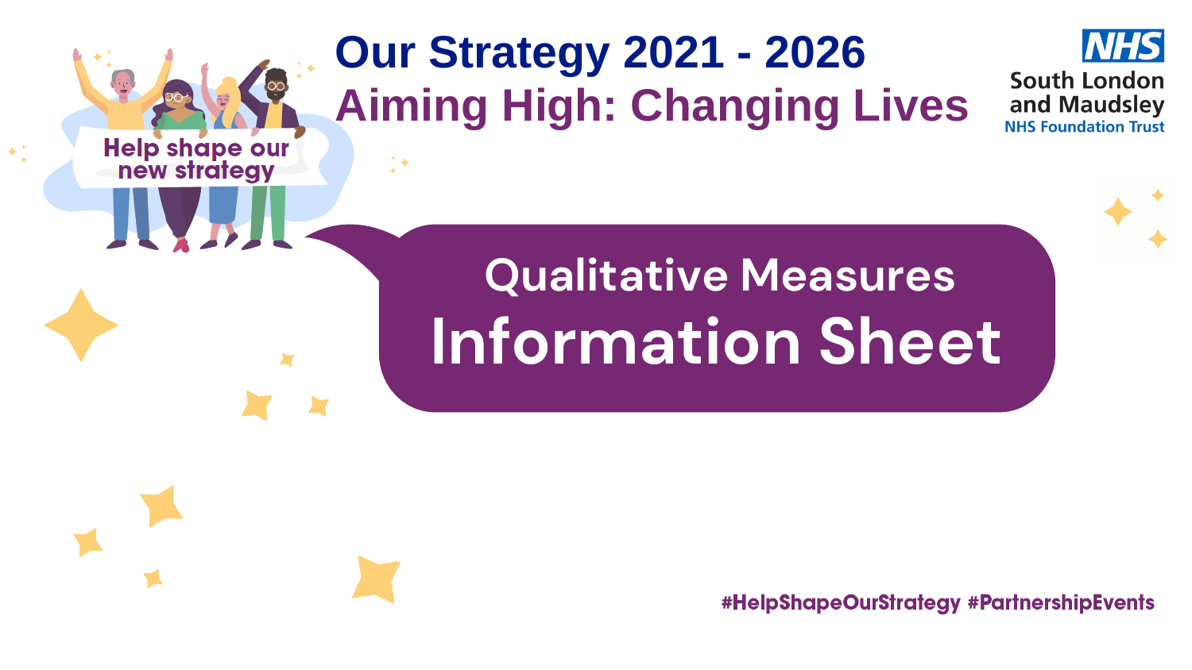# Our Strategy 2021 - 2026

## Aiming High: Changing Lives

NHS
South London and Maudsley
NHS Foundation Trust

Help shape our new strategy

# Qualitative Measures Information Sheet

#HelpShapeOurStrategy #PartnershipEvents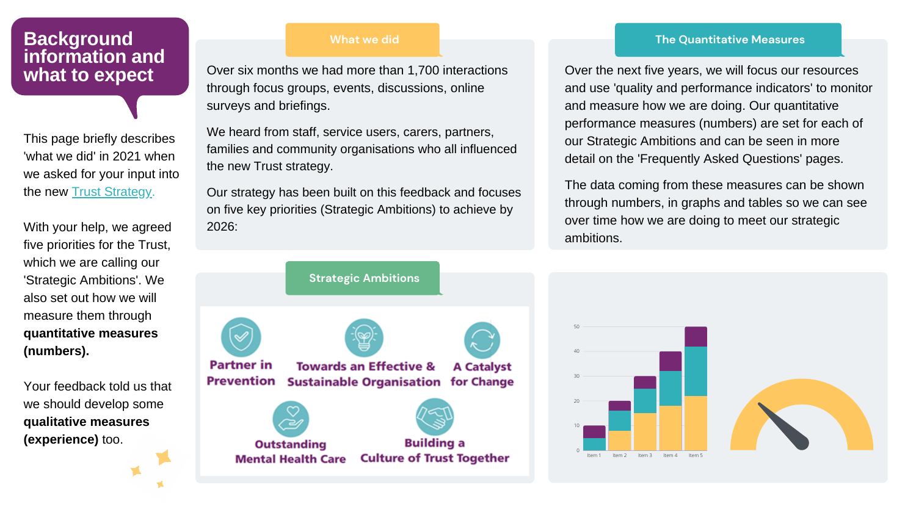# Background information and what to expect

This page briefly describes 'what we did' in 2021 when we asked for your input into the new Trust Strategy.

With your help, we agreed five priorities for the Trust, which we are calling our 'Strategic Ambitions'. We also set out how we will measure them through **quantitative measures (numbers).**

Your feedback told us that we should develop some **qualitative measures (experience)** too.

## What we did

Over six months we had more than 1,700 interactions through focus groups, events, discussions, online surveys and briefings.

We heard from staff, service users, carers, partners, families and community organisations who all influenced the new Trust strategy.

Our strategy has been built on this feedback and focuses on five key priorities (Strategic Ambitions) to achieve by 2026:

## The Quantitative Measures

Over the next five years, we will focus our resources and use 'quality and performance indicators' to monitor and measure how we are doing. Our quantitative performance measures (numbers) are set for each of our Strategic Ambitions and can be seen in more detail on the 'Frequently Asked Questions' pages.

The data coming from these measures can be shown through numbers, in graphs and tables so we can see over time how we are doing to meet our strategic ambitions.

## Strategic Ambitions

- Partner in Prevention
- Towards an Effective & Sustainable Organisation
- A Catalyst for Change
- Outstanding Mental Health Care
- Building a Culture of Trust Together

0
10
20
30
40
50
Item 1
Item 2
Item 3
Item 4
Item 5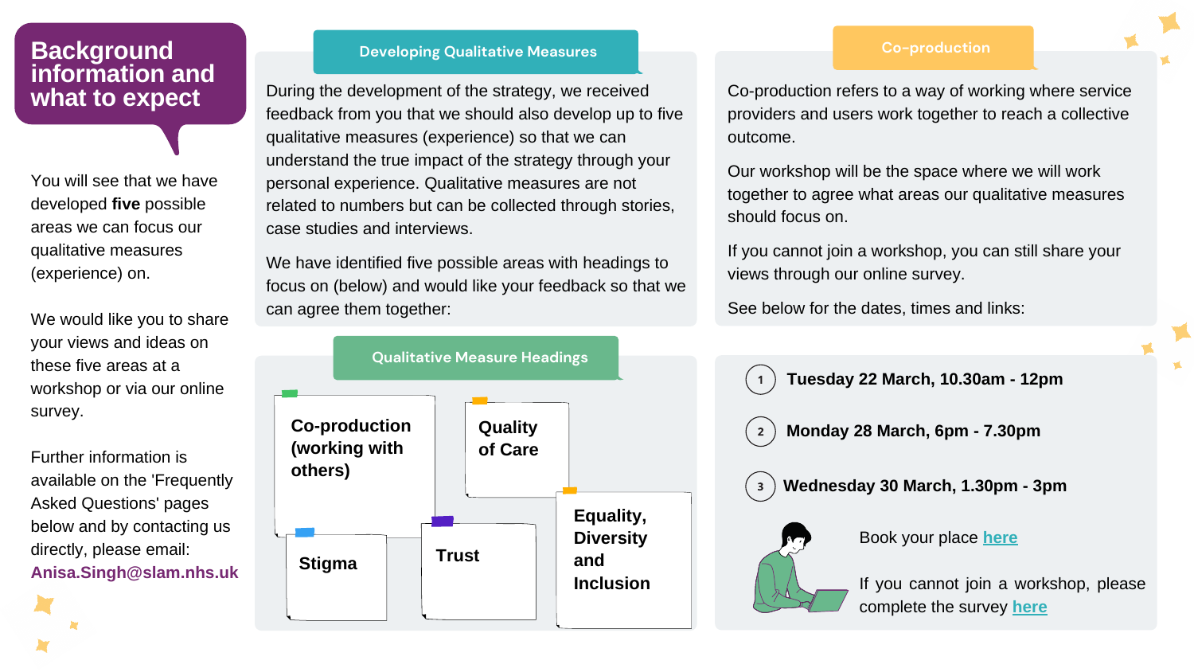# Background information and what to expect

You will see that we have developed **five** possible areas we can focus our qualitative measures (experience) on.

We would like you to share your views and ideas on these five areas at a workshop or via our online survey.

Further information is available on the 'Frequently Asked Questions' pages below and by contacting us directly, please email: **Anisa.Singh@slam.nhs.uk**

## Developing Qualitative Measures

During the development of the strategy, we received feedback from you that we should also develop up to five qualitative measures (experience) so that we can understand the true impact of the strategy through your personal experience. Qualitative measures are not related to numbers but can be collected through stories, case studies and interviews.

We have identified five possible areas with headings to focus on (below) and would like your feedback so that we can agree them together:

## Qualitative Measure Headings

- **Co-production (working with others)**
- **Quality of Care**
- **Stigma**
- **Trust**
- **Equality, Diversity and Inclusion**

## Co-production

Co-production refers to a way of working where service providers and users work together to reach a collective outcome.

Our workshop will be the space where we will work together to agree what areas our qualitative measures should focus on.

If you cannot join a workshop, you can still share your views through our online survey.

See below for the dates, times and links:

1. **Tuesday 22 March, 10.30am - 12pm**
2. **Monday 28 March, 6pm - 7.30pm**
3. **Wednesday 30 March, 1.30pm - 3pm**

Book your place here

If you cannot join a workshop, please complete the survey here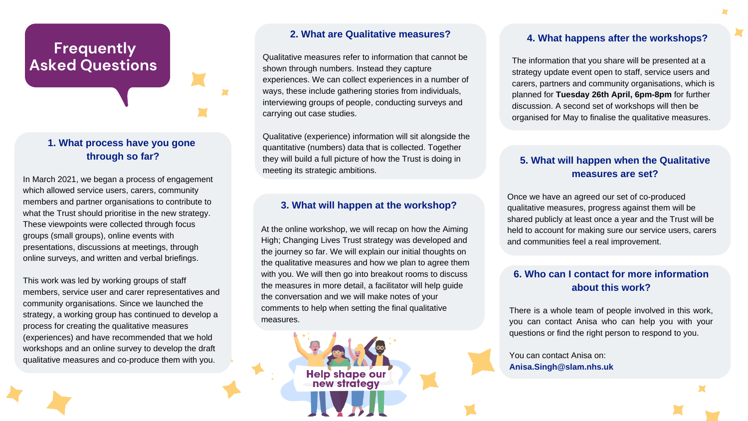# Frequently Asked Questions

## 1. What process have you gone through so far?

In March 2021, we began a process of engagement which allowed service users, carers, community members and partner organisations to contribute to what the Trust should prioritise in the new strategy. These viewpoints were collected through focus groups (small groups), online events with presentations, discussions at meetings, through online surveys, and written and verbal briefings.

This work was led by working groups of staff members, service user and carer representatives and community organisations. Since we launched the strategy, a working group has continued to develop a process for creating the qualitative measures (experiences) and have recommended that we hold workshops and an online survey to develop the draft qualitative measures and co-produce them with you.

## 2. What are Qualitative measures?

Qualitative measures refer to information that cannot be shown through numbers. Instead they capture experiences. We can collect experiences in a number of ways, these include gathering stories from individuals, interviewing groups of people, conducting surveys and carrying out case studies.

Qualitative (experience) information will sit alongside the quantitative (numbers) data that is collected. Together they will build a full picture of how the Trust is doing in meeting its strategic ambitions.

## 3. What will happen at the workshop?

At the online workshop, we will recap on how the Aiming High; Changing Lives Trust strategy was developed and the journey so far. We will explain our initial thoughts on the qualitative measures and how we plan to agree them with you. We will then go into breakout rooms to discuss the measures in more detail, a facilitator will help guide the conversation and we will make notes of your comments to help when setting the final qualitative measures.

Help shape our new strategy

## 4. What happens after the workshops?

The information that you share will be presented at a strategy update event open to staff, service users and carers, partners and community organisations, which is planned for **Tuesday 26th April, 6pm-8pm** for further discussion. A second set of workshops will then be organised for May to finalise the qualitative measures.

## 5. What will happen when the Qualitative measures are set?

Once we have an agreed our set of co-produced qualitative measures, progress against them will be shared publicly at least once a year and the Trust will be held to account for making sure our service users, carers and communities feel a real improvement.

## 6. Who can I contact for more information about this work?

There is a whole team of people involved in this work, you can contact Anisa who can help you with your questions or find the right person to respond to you.

You can contact Anisa on:
**Anisa.Singh@slam.nhs.uk**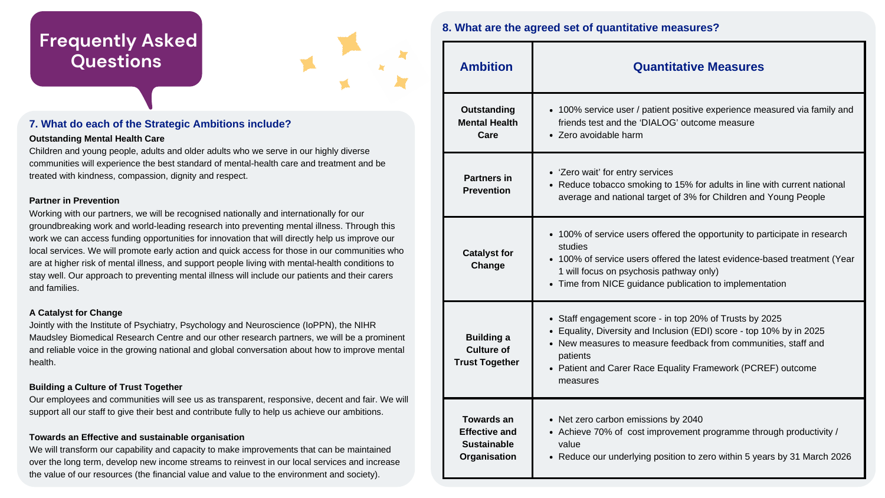# Frequently Asked Questions

### 7. What do each of the Strategic Ambitions include?

**Outstanding Mental Health Care**

Children and young people, adults and older adults who we serve in our highly diverse communities will experience the best standard of mental-health care and treatment and be treated with kindness, compassion, dignity and respect.

**Partner in Prevention**

Working with our partners, we will be recognised nationally and internationally for our groundbreaking work and world-leading research into preventing mental illness. Through this work we can access funding opportunities for innovation that will directly help us improve our local services. We will promote early action and quick access for those in our communities who are at higher risk of mental illness, and support people living with mental-health conditions to stay well. Our approach to preventing mental illness will include our patients and their carers and families.

**A Catalyst for Change**

Jointly with the Institute of Psychiatry, Psychology and Neuroscience (IoPPN), the NIHR Maudsley Biomedical Research Centre and our other research partners, we will be a prominent and reliable voice in the growing national and global conversation about how to improve mental health.

**Building a Culture of Trust Together**

Our employees and communities will see us as transparent, responsive, decent and fair. We will support all our staff to give their best and contribute fully to help us achieve our ambitions.

**Towards an Effective and sustainable organisation**

We will transform our capability and capacity to make improvements that can be maintained over the long term, develop new income streams to reinvest in our local services and increase the value of our resources (the financial value and value to the environment and society).

### 8. What are the agreed set of quantitative measures?

| Ambition | Quantitative Measures |
|---|---|
| Outstanding Mental Health Care | • 100% service user / patient positive experience measured via family and friends test and the 'DIALOG' outcome measure<br>• Zero avoidable harm |
| Partners in Prevention | • 'Zero wait' for entry services<br>• Reduce tobacco smoking to 15% for adults in line with current national average and national target of 3% for Children and Young People |
| Catalyst for Change | • 100% of service users offered the opportunity to participate in research studies<br>• 100% of service users offered the latest evidence-based treatment (Year 1 will focus on psychosis pathway only)<br>• Time from NICE guidance publication to implementation |
| Building a Culture of Trust Together | • Staff engagement score - in top 20% of Trusts by 2025<br>• Equality, Diversity and Inclusion (EDI) score - top 10% by in 2025<br>• New measures to measure feedback from communities, staff and patients<br>• Patient and Carer Race Equality Framework (PCREF) outcome measures |
| Towards an Effective and Sustainable Organisation | • Net zero carbon emissions by 2040<br>• Achieve 70% of cost improvement programme through productivity / value<br>• Reduce our underlying position to zero within 5 years by 31 March 2026 |